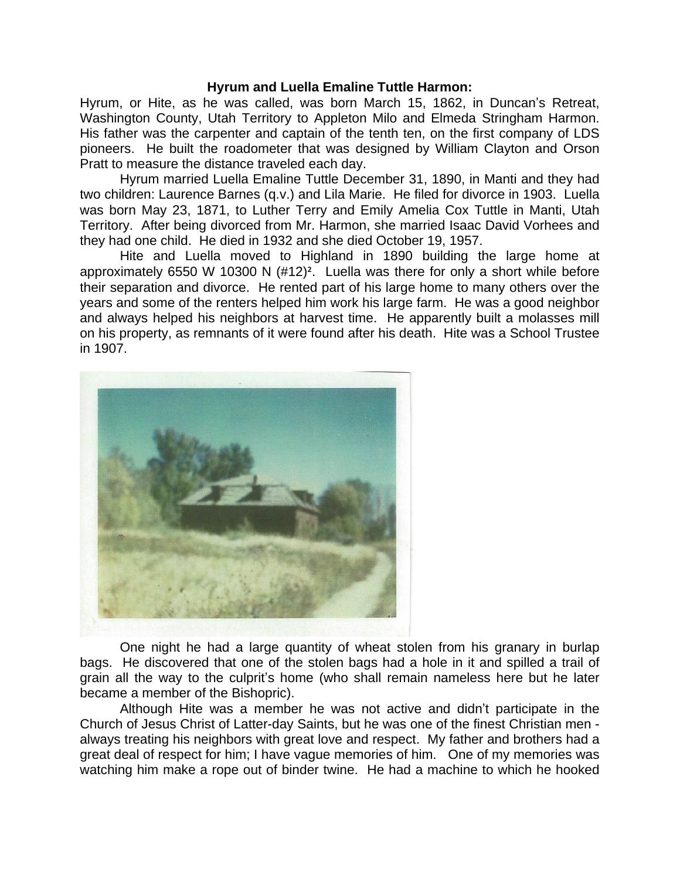**Hyrum and Luella Emaline Tuttle Harmon:**

Hyrum, or Hite, as he was called, was born March 15, 1862, in Duncan's Retreat, Washington County, Utah Territory to Appleton Milo and Elmeda Stringham Harmon. His father was the carpenter and captain of the tenth ten, on the first company of LDS pioneers. He built the roadometer that was designed by William Clayton and Orson Pratt to measure the distance traveled each day.

Hyrum married Luella Emaline Tuttle December 31, 1890, in Manti and they had two children: Laurence Barnes (q.v.) and Lila Marie. He filed for divorce in 1903. Luella was born May 23, 1871, to Luther Terry and Emily Amelia Cox Tuttle in Manti, Utah Territory. After being divorced from Mr. Harmon, she married Isaac David Vorhees and they had one child. He died in 1932 and she died October 19, 1957.

Hite and Luella moved to Highland in 1890 building the large home at approximately 6550 W 10300 N (#12)[2]. Luella was there for only a short while before their separation and divorce. He rented part of his large home to many others over the years and some of the renters helped him work his large farm. He was a good neighbor and always helped his neighbors at harvest time. He apparently built a molasses mill on his property, as remnants of it were found after his death. Hite was a School Trustee in 1907.

One night he had a large quantity of wheat stolen from his granary in burlap bags. He discovered that one of the stolen bags had a hole in it and spilled a trail of grain all the way to the culprit's home (who shall remain nameless here but he later became a member of the Bishopric).

Although Hite was a member he was not active and didn't participate in the Church of Jesus Christ of Latter-day Saints, but he was one of the finest Christian men - always treating his neighbors with great love and respect. My father and brothers had a great deal of respect for him; I have vague memories of him. One of my memories was watching him make a rope out of binder twine. He had a machine to which he hooked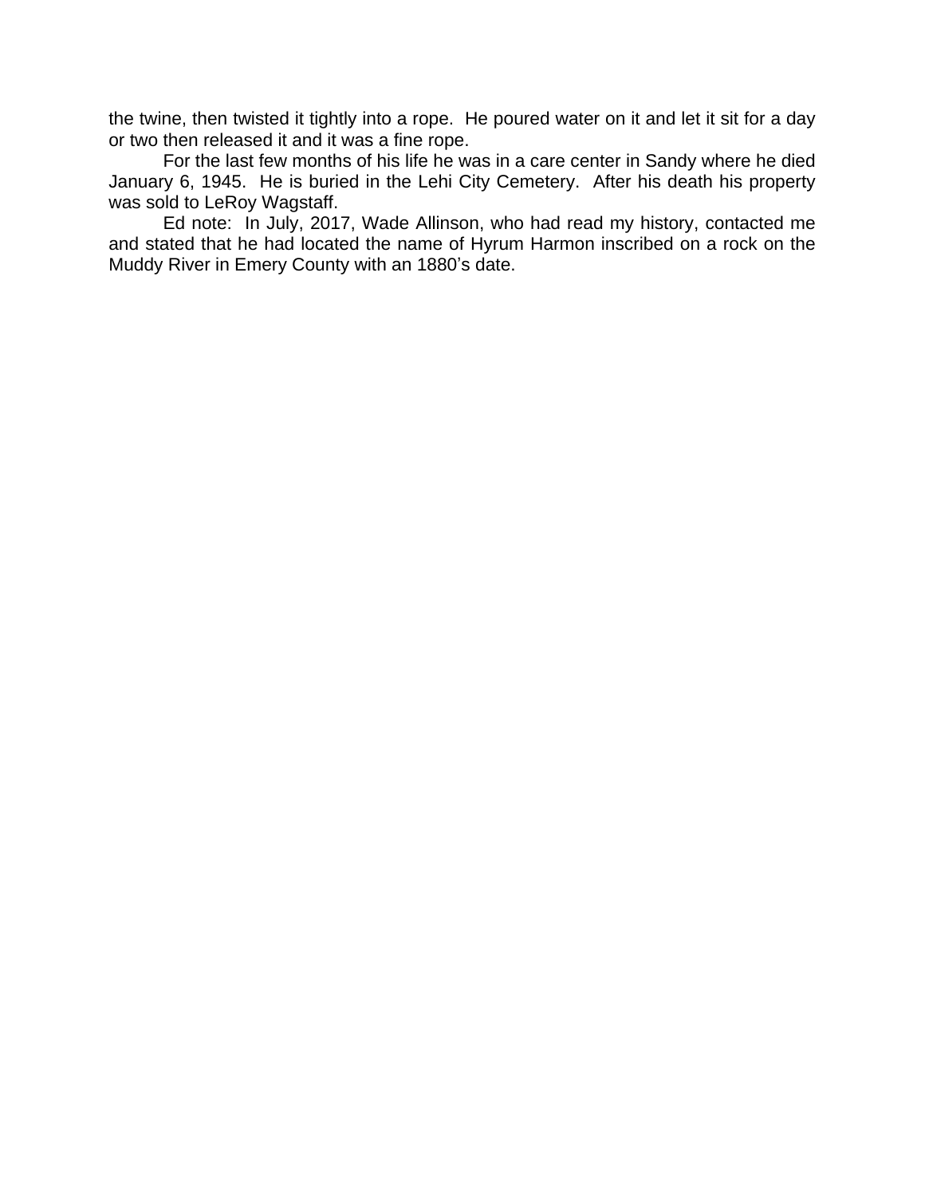the twine, then twisted it tightly into a rope. He poured water on it and let it sit for a day or two then released it and it was a fine rope.

For the last few months of his life he was in a care center in Sandy where he died January 6, 1945. He is buried in the Lehi City Cemetery. After his death his property was sold to LeRoy Wagstaff.

Ed note: In July, 2017, Wade Allinson, who had read my history, contacted me and stated that he had located the name of Hyrum Harmon inscribed on a rock on the Muddy River in Emery County with an 1880's date.